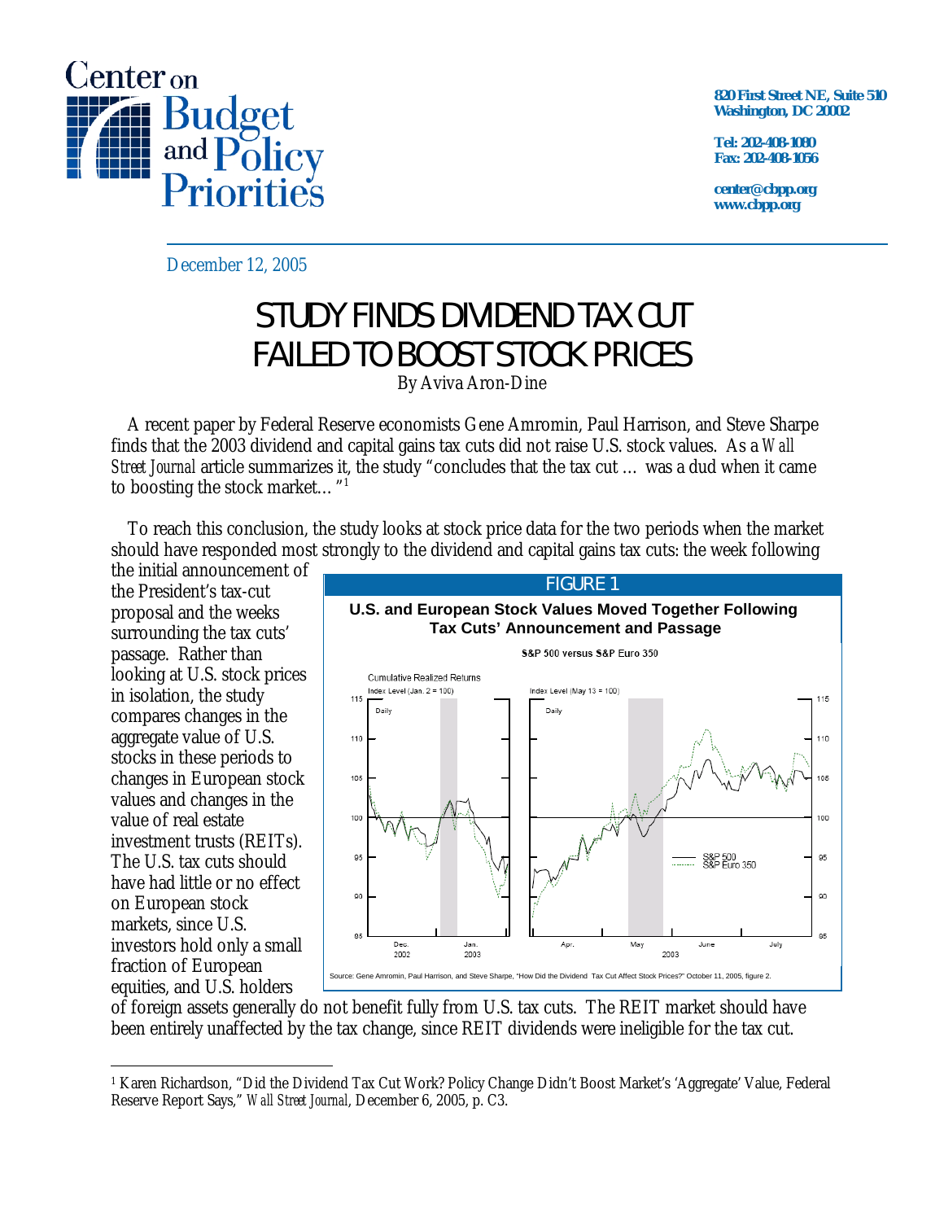Center on Budget and Policy Priorities

820 First Street NE, Suite 510
Washington, DC 20002

Tel: 202-408-1080
Fax: 202-408-1056

center@cbpp.org
www.cbpp.org

December 12, 2005

# STUDY FINDS DIVIDEND TAX CUT FAILED TO BOOST STOCK PRICES

By Aviva Aron-Dine

A recent paper by Federal Reserve economists Gene Amromin, Paul Harrison, and Steve Sharpe finds that the 2003 dividend and capital gains tax cuts did not raise U.S. stock values. As a *Wall Street Journal* article summarizes it, the study "concludes that the tax cut … was a dud when it came to boosting the stock market…"[1]

To reach this conclusion, the study looks at stock price data for the two periods when the market should have responded most strongly to the dividend and capital gains tax cuts: the week following the initial announcement of the President's tax-cut proposal and the weeks surrounding the tax cuts' passage. Rather than looking at U.S. stock prices in isolation, the study compares changes in the aggregate value of U.S. stocks in these periods to changes in European stock values and changes in the value of real estate investment trusts (REITs). The U.S. tax cuts should have had little or no effect on European stock markets, since U.S. investors hold only a small fraction of European equities, and U.S. holders of foreign assets generally do not benefit fully from U.S. tax cuts. The REIT market should have been entirely unaffected by the tax change, since REIT dividends were ineligible for the tax cut.

FIGURE 1

**U.S. and European Stock Values Moved Together Following Tax Cuts' Announcement and Passage**

S&P 500 versus S&P Euro 350

Source: Gene Amromin, Paul Harrison, and Steve Sharpe, "How Did the Dividend Tax Cut Affect Stock Prices?" October 11, 2005, figure 2.

---

[1] Karen Richardson, "Did the Dividend Tax Cut Work? Policy Change Didn't Boost Market's 'Aggregate' Value, Federal Reserve Report Says," *Wall Street Journal*, December 6, 2005, p. C3.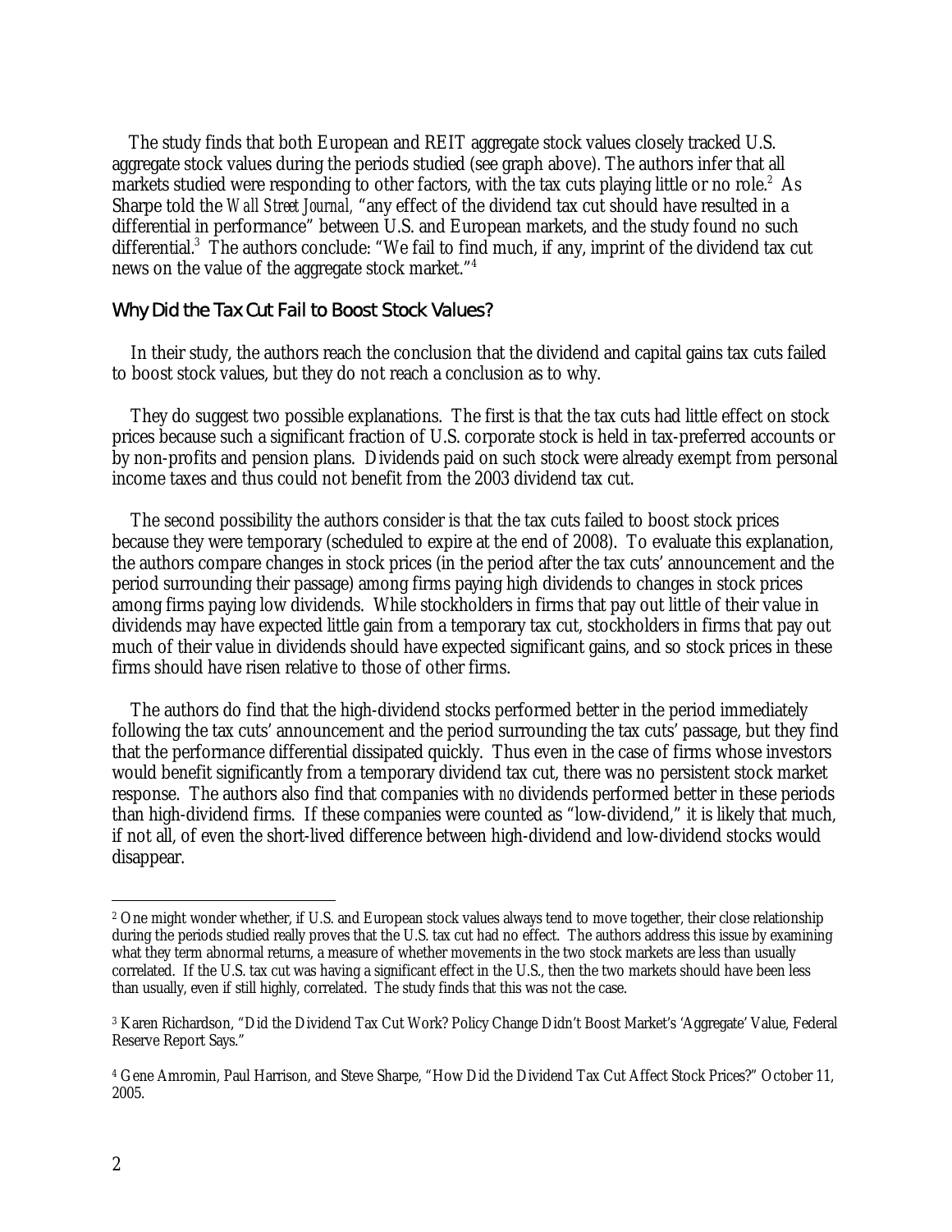The study finds that both European and REIT aggregate stock values closely tracked U.S. aggregate stock values during the periods studied (see graph above). The authors infer that all markets studied were responding to other factors, with the tax cuts playing little or no role.[2] As Sharpe told the *Wall Street Journal,* "any effect of the dividend tax cut should have resulted in a differential in performance" between U.S. and European markets, and the study found no such differential.[3] The authors conclude: "We fail to find much, if any, imprint of the dividend tax cut news on the value of the aggregate stock market."[4]

## Why Did the Tax Cut Fail to Boost Stock Values?

In their study, the authors reach the conclusion that the dividend and capital gains tax cuts failed to boost stock values, but they do not reach a conclusion as to why.

They do suggest two possible explanations. The first is that the tax cuts had little effect on stock prices because such a significant fraction of U.S. corporate stock is held in tax-preferred accounts or by non-profits and pension plans. Dividends paid on such stock were already exempt from personal income taxes and thus could not benefit from the 2003 dividend tax cut.

The second possibility the authors consider is that the tax cuts failed to boost stock prices because they were temporary (scheduled to expire at the end of 2008). To evaluate this explanation, the authors compare changes in stock prices (in the period after the tax cuts' announcement and the period surrounding their passage) among firms paying high dividends to changes in stock prices among firms paying low dividends. While stockholders in firms that pay out little of their value in dividends may have expected little gain from a temporary tax cut, stockholders in firms that pay out much of their value in dividends should have expected significant gains, and so stock prices in these firms should have risen relative to those of other firms.

The authors do find that the high-dividend stocks performed better in the period immediately following the tax cuts' announcement and the period surrounding the tax cuts' passage, but they find that the performance differential dissipated quickly. Thus even in the case of firms whose investors would benefit significantly from a temporary dividend tax cut, there was no persistent stock market response. The authors also find that companies with *no* dividends performed better in these periods than high-dividend firms. If these companies were counted as "low-dividend," it is likely that much, if not all, of even the short-lived difference between high-dividend and low-dividend stocks would disappear.

---

[2] One might wonder whether, if U.S. and European stock values always tend to move together, their close relationship during the periods studied really proves that the U.S. tax cut had no effect. The authors address this issue by examining what they term abnormal returns, a measure of whether movements in the two stock markets are less than usually correlated. If the U.S. tax cut was having a significant effect in the U.S., then the two markets should have been less than usually, even if still highly, correlated. The study finds that this was not the case.

[3] Karen Richardson, "Did the Dividend Tax Cut Work? Policy Change Didn't Boost Market's 'Aggregate' Value, Federal Reserve Report Says."

[4] Gene Amromin, Paul Harrison, and Steve Sharpe, "How Did the Dividend Tax Cut Affect Stock Prices?" October 11, 2005.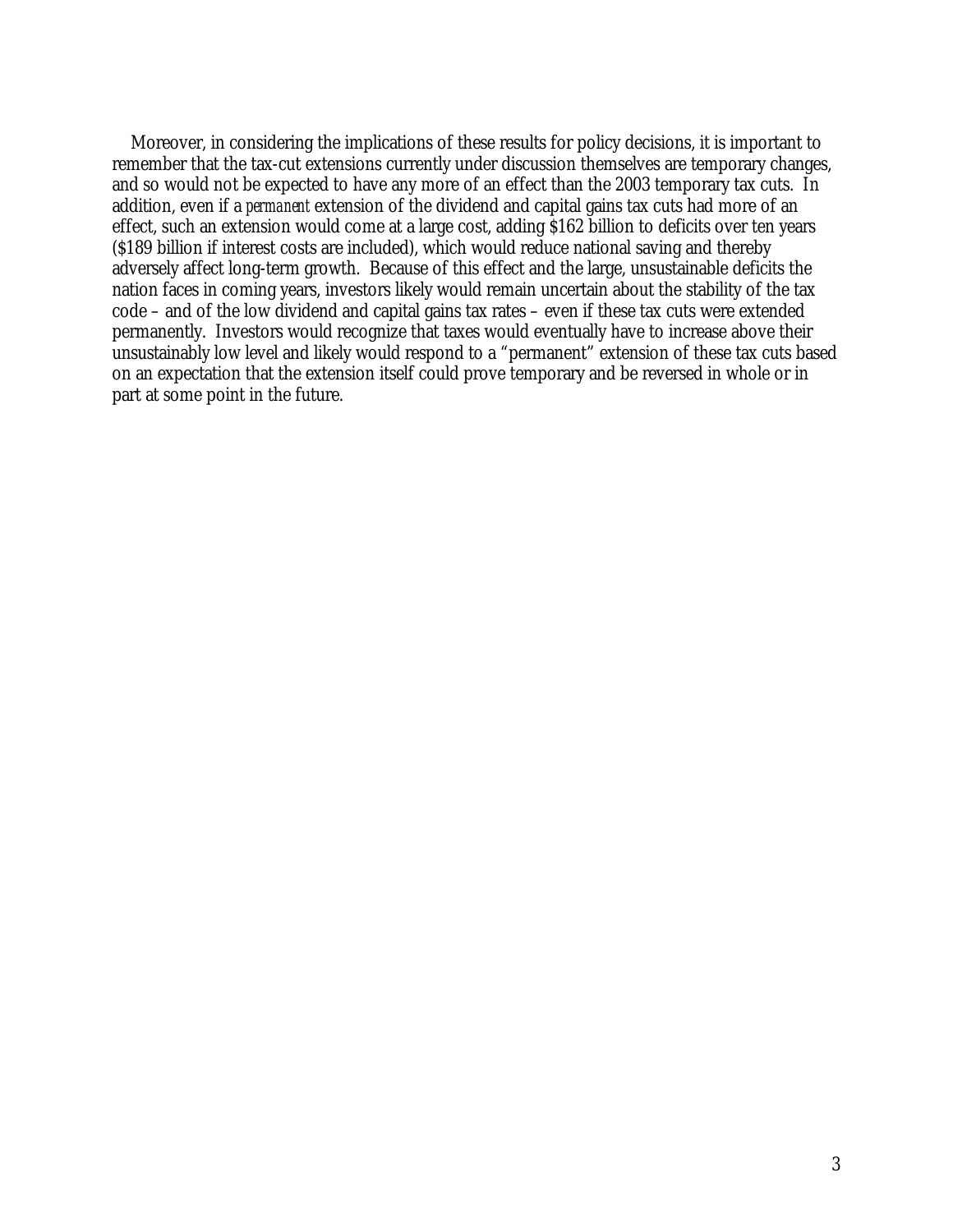Moreover, in considering the implications of these results for policy decisions, it is important to remember that the tax-cut extensions currently under discussion themselves are temporary changes, and so would not be expected to have any more of an effect than the 2003 temporary tax cuts. In addition, even if a *permanent* extension of the dividend and capital gains tax cuts had more of an effect, such an extension would come at a large cost, adding $162 billion to deficits over ten years ($189 billion if interest costs are included), which would reduce national saving and thereby adversely affect long-term growth. Because of this effect and the large, unsustainable deficits the nation faces in coming years, investors likely would remain uncertain about the stability of the tax code – and of the low dividend and capital gains tax rates – even if these tax cuts were extended permanently. Investors would recognize that taxes would eventually have to increase above their unsustainably low level and likely would respond to a "permanent" extension of these tax cuts based on an expectation that the extension itself could prove temporary and be reversed in whole or in part at some point in the future.